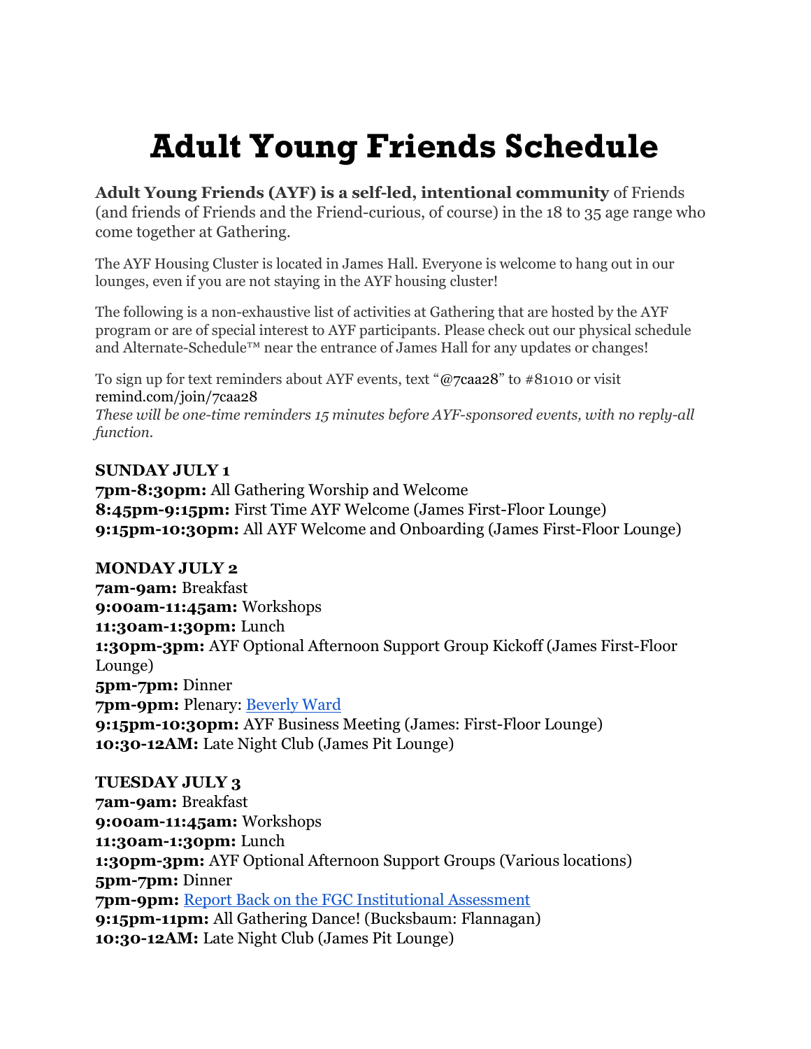# Adult Young Friends Schedule

**Adult Young Friends (AYF) is a self-led, intentional community** of Friends (and friends of Friends and the Friend-curious, of course) in the 18 to 35 age range who come together at Gathering.

The AYF Housing Cluster is located in James Hall. Everyone is welcome to hang out in our lounges, even if you are not staying in the AYF housing cluster!

The following is a non-exhaustive list of activities at Gathering that are hosted by the AYF program or are of special interest to AYF participants. Please check out our physical schedule and Alternate-Schedule™ near the entrance of James Hall for any updates or changes!

To sign up for text reminders about AYF events, text "@7caa28" to #81010 or visit remind.com/join/7caa28
*These will be one-time reminders 15 minutes before AYF-sponsored events, with no reply-all function.*

**SUNDAY JULY 1**
**7pm-8:30pm:** All Gathering Worship and Welcome
**8:45pm-9:15pm:** First Time AYF Welcome (James First-Floor Lounge)
**9:15pm-10:30pm:** All AYF Welcome and Onboarding (James First-Floor Lounge)

**MONDAY JULY 2**
**7am-9am:** Breakfast
**9:00am-11:45am:** Workshops
**11:30am-1:30pm:** Lunch
**1:30pm-3pm:** AYF Optional Afternoon Support Group Kickoff (James First-Floor Lounge)
**5pm-7pm:** Dinner
**7pm-9pm:** Plenary: Beverly Ward
**9:15pm-10:30pm:** AYF Business Meeting (James: First-Floor Lounge)
**10:30-12AM:** Late Night Club (James Pit Lounge)

**TUESDAY JULY 3**
**7am-9am:** Breakfast
**9:00am-11:45am:** Workshops
**11:30am-1:30pm:** Lunch
**1:30pm-3pm:** AYF Optional Afternoon Support Groups (Various locations)
**5pm-7pm:** Dinner
**7pm-9pm:** Report Back on the FGC Institutional Assessment
**9:15pm-11pm:** All Gathering Dance! (Bucksbaum: Flannagan)
**10:30-12AM:** Late Night Club (James Pit Lounge)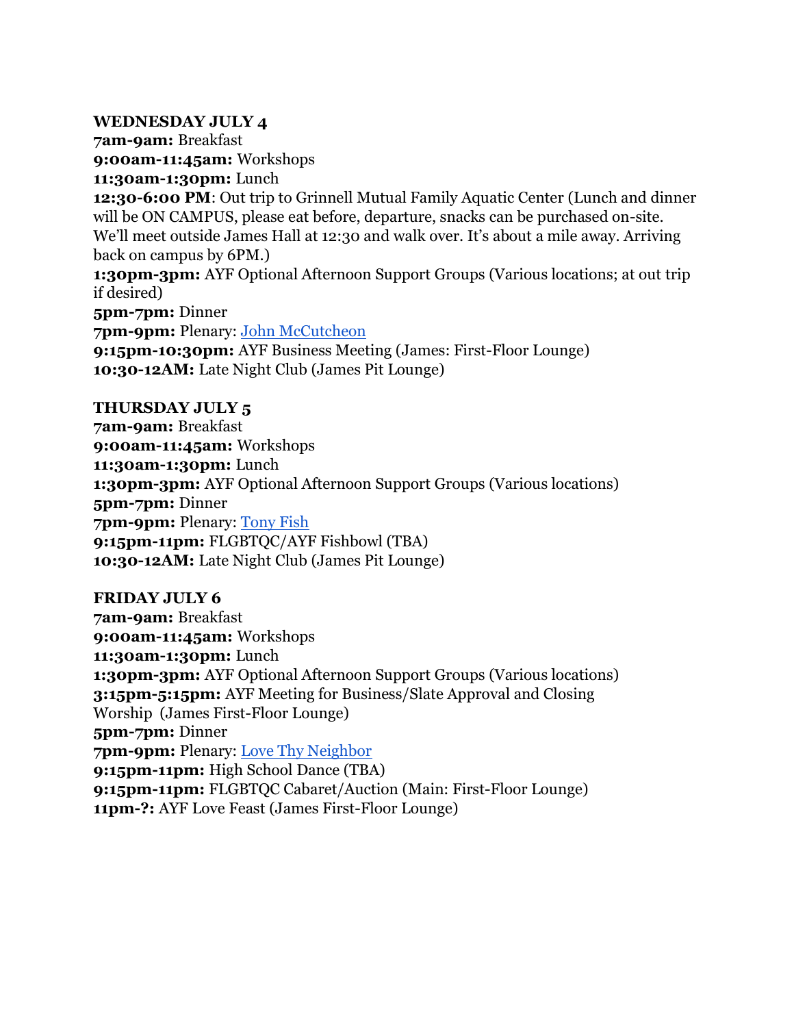**WEDNESDAY JULY 4**
**7am-9am:** Breakfast
**9:00am-11:45am:** Workshops
**11:30am-1:30pm:** Lunch
**12:30-6:00 PM**: Out trip to Grinnell Mutual Family Aquatic Center (Lunch and dinner will be ON CAMPUS, please eat before, departure, snacks can be purchased on-site. We'll meet outside James Hall at 12:30 and walk over. It's about a mile away. Arriving back on campus by 6PM.)
**1:30pm-3pm:** AYF Optional Afternoon Support Groups (Various locations; at out trip if desired)
**5pm-7pm:** Dinner
**7pm-9pm:** Plenary: John McCutcheon
**9:15pm-10:30pm:** AYF Business Meeting (James: First-Floor Lounge)
**10:30-12AM:** Late Night Club (James Pit Lounge)

**THURSDAY JULY 5**
**7am-9am:** Breakfast
**9:00am-11:45am:** Workshops
**11:30am-1:30pm:** Lunch
**1:30pm-3pm:** AYF Optional Afternoon Support Groups (Various locations)
**5pm-7pm:** Dinner
**7pm-9pm:** Plenary: Tony Fish
**9:15pm-11pm:** FLGBTQC/AYF Fishbowl (TBA)
**10:30-12AM:** Late Night Club (James Pit Lounge)

**FRIDAY JULY 6**
**7am-9am:** Breakfast
**9:00am-11:45am:** Workshops
**11:30am-1:30pm:** Lunch
**1:30pm-3pm:** AYF Optional Afternoon Support Groups (Various locations)
**3:15pm-5:15pm:** AYF Meeting for Business/Slate Approval and Closing Worship (James First-Floor Lounge)
**5pm-7pm:** Dinner
**7pm-9pm:** Plenary: Love Thy Neighbor
**9:15pm-11pm:** High School Dance (TBA)
**9:15pm-11pm:** FLGBTQC Cabaret/Auction (Main: First-Floor Lounge)
**11pm-?:** AYF Love Feast (James First-Floor Lounge)